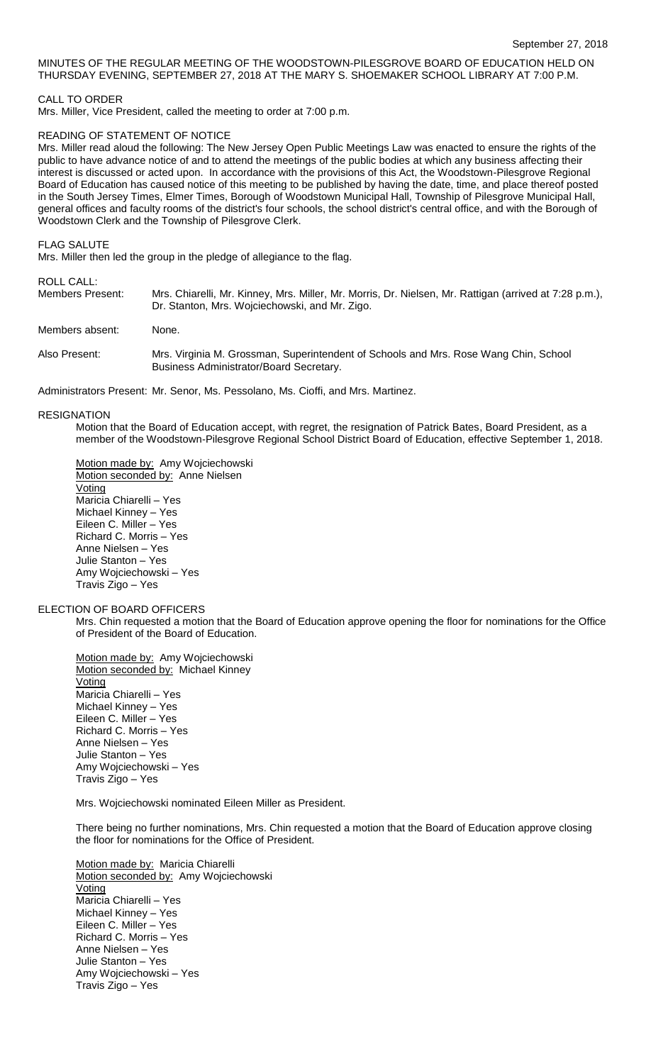MINUTES OF THE REGULAR MEETING OF THE WOODSTOWN-PILESGROVE BOARD OF EDUCATION HELD ON THURSDAY EVENING, SEPTEMBER 27, 2018 AT THE MARY S. SHOEMAKER SCHOOL LIBRARY AT 7:00 P.M.

CALL TO ORDER

Mrs. Miller, Vice President, called the meeting to order at 7:00 p.m.

READING OF STATEMENT OF NOTICE

Mrs. Miller read aloud the following: The New Jersey Open Public Meetings Law was enacted to ensure the rights of the public to have advance notice of and to attend the meetings of the public bodies at which any business affecting their interest is discussed or acted upon. In accordance with the provisions of this Act, the Woodstown-Pilesgrove Regional Board of Education has caused notice of this meeting to be published by having the date, time, and place thereof posted in the South Jersey Times, Elmer Times, Borough of Woodstown Municipal Hall, Township of Pilesgrove Municipal Hall, general offices and faculty rooms of the district's four schools, the school district's central office, and with the Borough of Woodstown Clerk and the Township of Pilesgrove Clerk.

FLAG SALUTE

Mrs. Miller then led the group in the pledge of allegiance to the flag.

ROLL CALL:

Members Present: Mrs. Chiarelli, Mr. Kinney, Mrs. Miller, Mr. Morris, Dr. Nielsen, Mr. Rattigan (arrived at 7:28 p.m.), Dr. Stanton, Mrs. Wojciechowski, and Mr. Zigo.

Members absent: None.

Also Present: Mrs. Virginia M. Grossman, Superintendent of Schools and Mrs. Rose Wang Chin, School Business Administrator/Board Secretary.

Administrators Present: Mr. Senor, Ms. Pessolano, Ms. Cioffi, and Mrs. Martinez.

RESIGNATION

Motion that the Board of Education accept, with regret, the resignation of Patrick Bates, Board President, as a member of the Woodstown-Pilesgrove Regional School District Board of Education, effective September 1, 2018.

Motion made by: Amy Wojciechowski
Motion seconded by: Anne Nielsen
Voting
Maricia Chiarelli – Yes
Michael Kinney – Yes
Eileen C. Miller – Yes
Richard C. Morris – Yes
Anne Nielsen – Yes
Julie Stanton – Yes
Amy Wojciechowski – Yes
Travis Zigo – Yes

ELECTION OF BOARD OFFICERS

Mrs. Chin requested a motion that the Board of Education approve opening the floor for nominations for the Office of President of the Board of Education.

Motion made by: Amy Wojciechowski
Motion seconded by: Michael Kinney
Voting
Maricia Chiarelli – Yes
Michael Kinney – Yes
Eileen C. Miller – Yes
Richard C. Morris – Yes
Anne Nielsen – Yes
Julie Stanton – Yes
Amy Wojciechowski – Yes
Travis Zigo – Yes

Mrs. Wojciechowski nominated Eileen Miller as President.

There being no further nominations, Mrs. Chin requested a motion that the Board of Education approve closing the floor for nominations for the Office of President.

Motion made by: Maricia Chiarelli
Motion seconded by: Amy Wojciechowski
Voting
Maricia Chiarelli – Yes
Michael Kinney – Yes
Eileen C. Miller – Yes
Richard C. Morris – Yes
Anne Nielsen – Yes
Julie Stanton – Yes
Amy Wojciechowski – Yes
Travis Zigo – Yes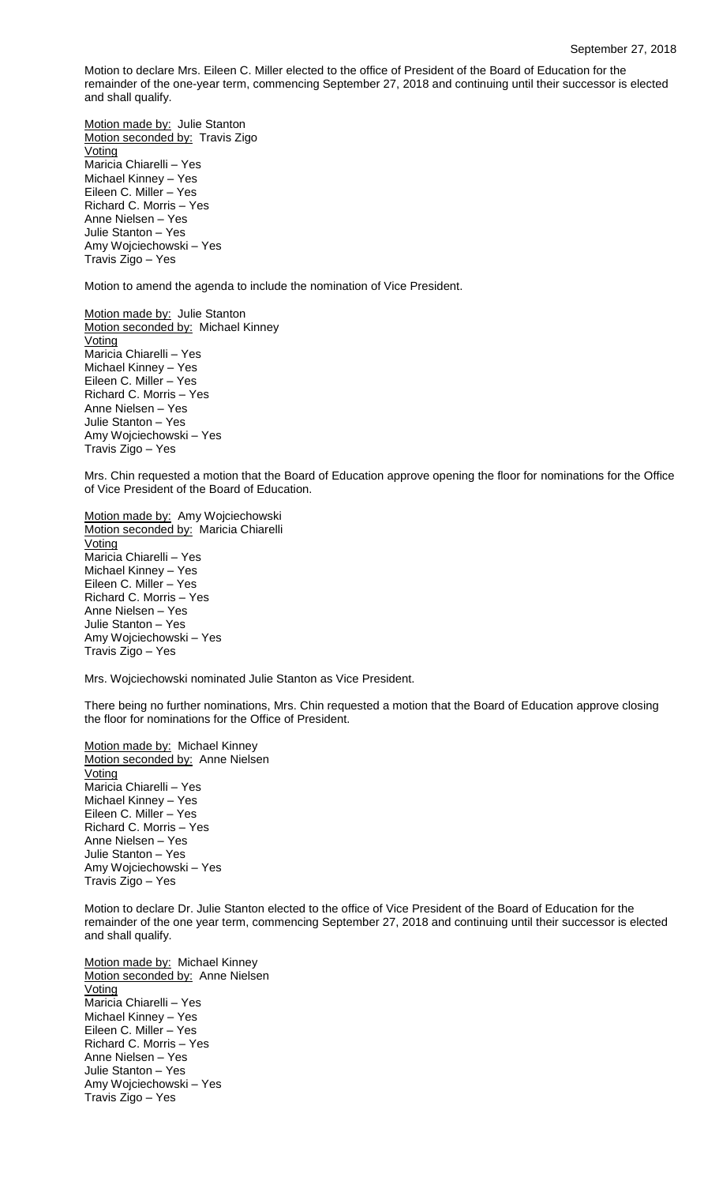Motion to declare Mrs. Eileen C. Miller elected to the office of President of the Board of Education for the remainder of the one-year term, commencing September 27, 2018 and continuing until their successor is elected and shall qualify.

Motion made by: Julie Stanton
Motion seconded by: Travis Zigo
Voting
Maricia Chiarelli – Yes
Michael Kinney – Yes
Eileen C. Miller – Yes
Richard C. Morris – Yes
Anne Nielsen – Yes
Julie Stanton – Yes
Amy Wojciechowski – Yes
Travis Zigo – Yes

Motion to amend the agenda to include the nomination of Vice President.

Motion made by: Julie Stanton
Motion seconded by: Michael Kinney
Voting
Maricia Chiarelli – Yes
Michael Kinney – Yes
Eileen C. Miller – Yes
Richard C. Morris – Yes
Anne Nielsen – Yes
Julie Stanton – Yes
Amy Wojciechowski – Yes
Travis Zigo – Yes

Mrs. Chin requested a motion that the Board of Education approve opening the floor for nominations for the Office of Vice President of the Board of Education.

Motion made by: Amy Wojciechowski
Motion seconded by: Maricia Chiarelli
Voting
Maricia Chiarelli – Yes
Michael Kinney – Yes
Eileen C. Miller – Yes
Richard C. Morris – Yes
Anne Nielsen – Yes
Julie Stanton – Yes
Amy Wojciechowski – Yes
Travis Zigo – Yes

Mrs. Wojciechowski nominated Julie Stanton as Vice President.

There being no further nominations, Mrs. Chin requested a motion that the Board of Education approve closing the floor for nominations for the Office of President.

Motion made by: Michael Kinney
Motion seconded by: Anne Nielsen
Voting
Maricia Chiarelli – Yes
Michael Kinney – Yes
Eileen C. Miller – Yes
Richard C. Morris – Yes
Anne Nielsen – Yes
Julie Stanton – Yes
Amy Wojciechowski – Yes
Travis Zigo – Yes

Motion to declare Dr. Julie Stanton elected to the office of Vice President of the Board of Education for the remainder of the one year term, commencing September 27, 2018 and continuing until their successor is elected and shall qualify.

Motion made by: Michael Kinney
Motion seconded by: Anne Nielsen
Voting
Maricia Chiarelli – Yes
Michael Kinney – Yes
Eileen C. Miller – Yes
Richard C. Morris – Yes
Anne Nielsen – Yes
Julie Stanton – Yes
Amy Wojciechowski – Yes
Travis Zigo – Yes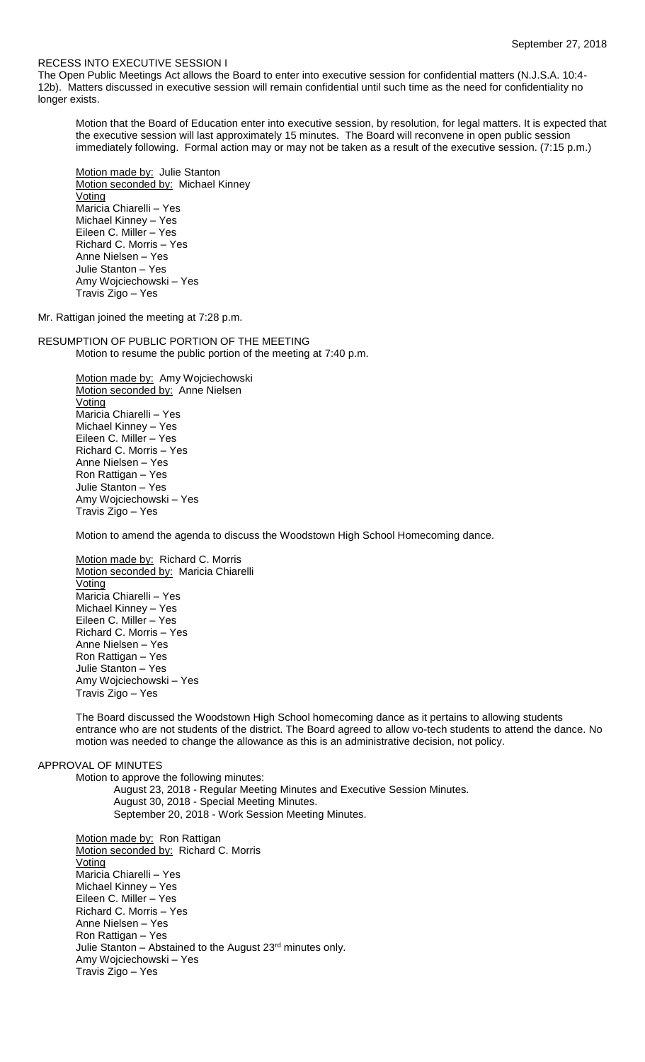September 27, 2018

## RECESS INTO EXECUTIVE SESSION I

The Open Public Meetings Act allows the Board to enter into executive session for confidential matters (N.J.S.A. 10:4-12b). Matters discussed in executive session will remain confidential until such time as the need for confidentiality no longer exists.

Motion that the Board of Education enter into executive session, by resolution, for legal matters. It is expected that the executive session will last approximately 15 minutes. The Board will reconvene in open public session immediately following. Formal action may or may not be taken as a result of the executive session. (7:15 p.m.)

Motion made by: Julie Stanton
Motion seconded by: Michael Kinney
Voting
Maricia Chiarelli – Yes
Michael Kinney – Yes
Eileen C. Miller – Yes
Richard C. Morris – Yes
Anne Nielsen – Yes
Julie Stanton – Yes
Amy Wojciechowski – Yes
Travis Zigo – Yes

Mr. Rattigan joined the meeting at 7:28 p.m.

## RESUMPTION OF PUBLIC PORTION OF THE MEETING

Motion to resume the public portion of the meeting at 7:40 p.m.

Motion made by: Amy Wojciechowski
Motion seconded by: Anne Nielsen
Voting
Maricia Chiarelli – Yes
Michael Kinney – Yes
Eileen C. Miller – Yes
Richard C. Morris – Yes
Anne Nielsen – Yes
Ron Rattigan – Yes
Julie Stanton – Yes
Amy Wojciechowski – Yes
Travis Zigo – Yes

Motion to amend the agenda to discuss the Woodstown High School Homecoming dance.

Motion made by: Richard C. Morris
Motion seconded by: Maricia Chiarelli
Voting
Maricia Chiarelli – Yes
Michael Kinney – Yes
Eileen C. Miller – Yes
Richard C. Morris – Yes
Anne Nielsen – Yes
Ron Rattigan – Yes
Julie Stanton – Yes
Amy Wojciechowski – Yes
Travis Zigo – Yes

The Board discussed the Woodstown High School homecoming dance as it pertains to allowing students entrance who are not students of the district. The Board agreed to allow vo-tech students to attend the dance. No motion was needed to change the allowance as this is an administrative decision, not policy.

## APPROVAL OF MINUTES

Motion to approve the following minutes:

August 23, 2018 - Regular Meeting Minutes and Executive Session Minutes.
August 30, 2018 - Special Meeting Minutes.
September 20, 2018 - Work Session Meeting Minutes.

Motion made by: Ron Rattigan
Motion seconded by: Richard C. Morris
Voting
Maricia Chiarelli – Yes
Michael Kinney – Yes
Eileen C. Miller – Yes
Richard C. Morris – Yes
Anne Nielsen – Yes
Ron Rattigan – Yes
Julie Stanton – Abstained to the August 23rd minutes only.
Amy Wojciechowski – Yes
Travis Zigo – Yes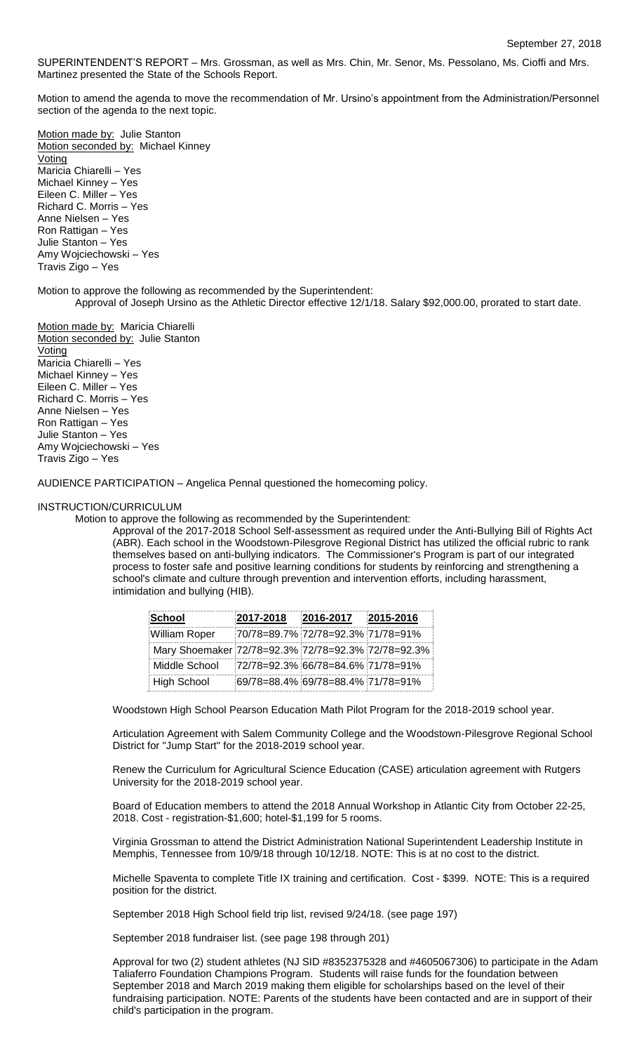September 27, 2018

SUPERINTENDENT'S REPORT – Mrs. Grossman, as well as Mrs. Chin, Mr. Senor, Ms. Pessolano, Ms. Cioffi and Mrs. Martinez presented the State of the Schools Report.

Motion to amend the agenda to move the recommendation of Mr. Ursino's appointment from the Administration/Personnel section of the agenda to the next topic.

Motion made by: Julie Stanton
Motion seconded by: Michael Kinney
Voting
Maricia Chiarelli – Yes
Michael Kinney – Yes
Eileen C. Miller – Yes
Richard C. Morris – Yes
Anne Nielsen – Yes
Ron Rattigan – Yes
Julie Stanton – Yes
Amy Wojciechowski – Yes
Travis Zigo – Yes

Motion to approve the following as recommended by the Superintendent:
Approval of Joseph Ursino as the Athletic Director effective 12/1/18. Salary $92,000.00, prorated to start date.

Motion made by: Maricia Chiarelli
Motion seconded by: Julie Stanton
Voting
Maricia Chiarelli – Yes
Michael Kinney – Yes
Eileen C. Miller – Yes
Richard C. Morris – Yes
Anne Nielsen – Yes
Ron Rattigan – Yes
Julie Stanton – Yes
Amy Wojciechowski – Yes
Travis Zigo – Yes

AUDIENCE PARTICIPATION – Angelica Pennal questioned the homecoming policy.

INSTRUCTION/CURRICULUM

Motion to approve the following as recommended by the Superintendent:

Approval of the 2017-2018 School Self-assessment as required under the Anti-Bullying Bill of Rights Act (ABR). Each school in the Woodstown-Pilesgrove Regional District has utilized the official rubric to rank themselves based on anti-bullying indicators. The Commissioner's Program is part of our integrated process to foster safe and positive learning conditions for students by reinforcing and strengthening a school's climate and culture through prevention and intervention efforts, including harassment, intimidation and bullying (HIB).

| School | 2017-2018 | 2016-2017 | 2015-2016 |
|---|---|---|---|
| William Roper | 70/78=89.7% | 72/78=92.3% | 71/78=91% |
| Mary Shoemaker | 72/78=92.3% | 72/78=92.3% | 72/78=92.3% |
| Middle School | 72/78=92.3% | 66/78=84.6% | 71/78=91% |
| High School | 69/78=88.4% | 69/78=88.4% | 71/78=91% |

Woodstown High School Pearson Education Math Pilot Program for the 2018-2019 school year.

Articulation Agreement with Salem Community College and the Woodstown-Pilesgrove Regional School District for "Jump Start" for the 2018-2019 school year.

Renew the Curriculum for Agricultural Science Education (CASE) articulation agreement with Rutgers University for the 2018-2019 school year.

Board of Education members to attend the 2018 Annual Workshop in Atlantic City from October 22-25, 2018. Cost - registration-$1,600; hotel-$1,199 for 5 rooms.

Virginia Grossman to attend the District Administration National Superintendent Leadership Institute in Memphis, Tennessee from 10/9/18 through 10/12/18. NOTE: This is at no cost to the district.

Michelle Spaventa to complete Title IX training and certification. Cost - $399. NOTE: This is a required position for the district.

September 2018 High School field trip list, revised 9/24/18. (see page 197)

September 2018 fundraiser list. (see page 198 through 201)

Approval for two (2) student athletes (NJ SID #8352375328 and #4605067306) to participate in the Adam Taliaferro Foundation Champions Program. Students will raise funds for the foundation between September 2018 and March 2019 making them eligible for scholarships based on the level of their fundraising participation. NOTE: Parents of the students have been contacted and are in support of their child's participation in the program.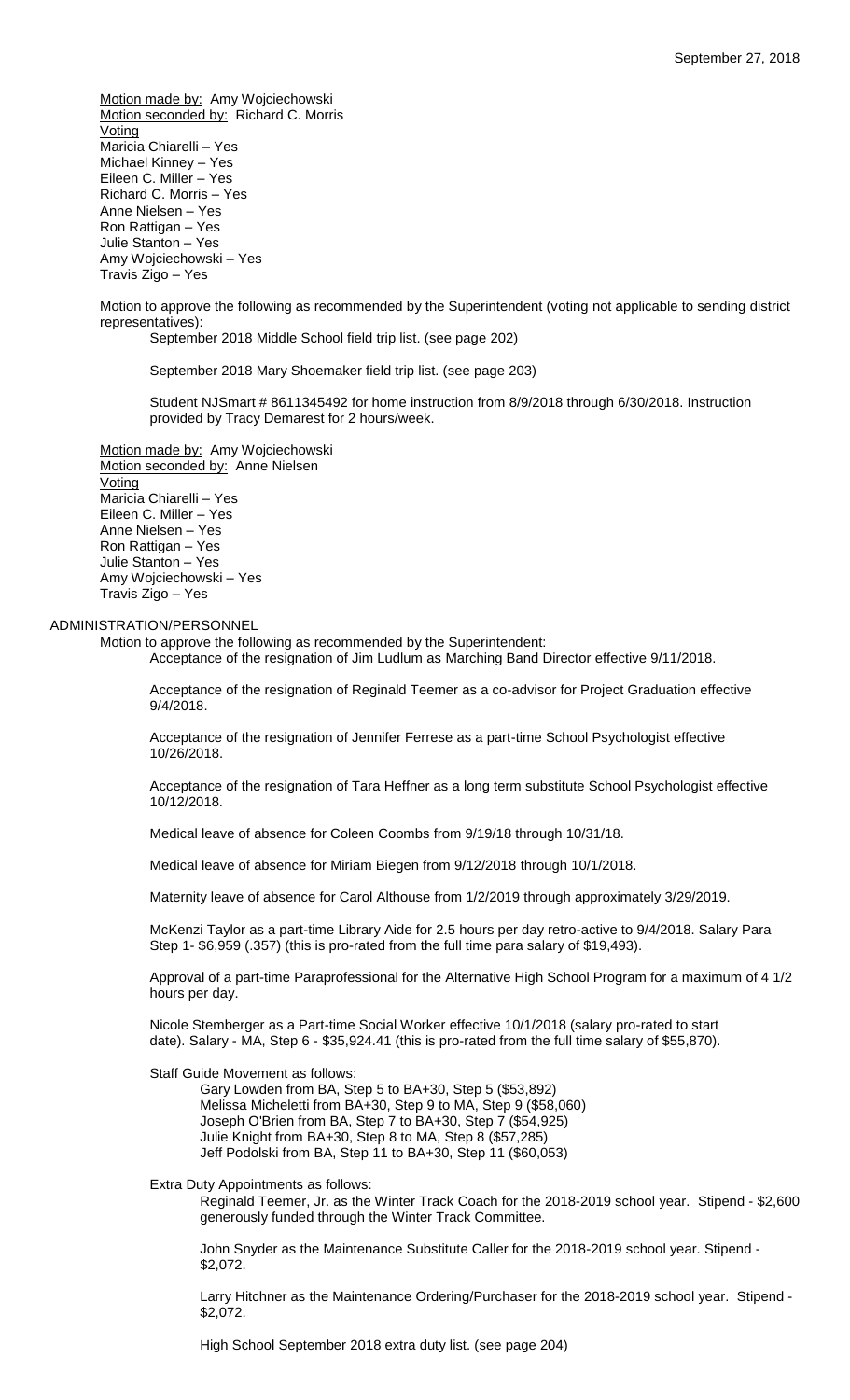Motion made by: Amy Wojciechowski
Motion seconded by: Richard C. Morris
Voting
Maricia Chiarelli – Yes
Michael Kinney – Yes
Eileen C. Miller – Yes
Richard C. Morris – Yes
Anne Nielsen – Yes
Ron Rattigan – Yes
Julie Stanton – Yes
Amy Wojciechowski – Yes
Travis Zigo – Yes

Motion to approve the following as recommended by the Superintendent (voting not applicable to sending district representatives):

September 2018 Middle School field trip list. (see page 202)

September 2018 Mary Shoemaker field trip list. (see page 203)

Student NJSmart # 8611345492 for home instruction from 8/9/2018 through 6/30/2018. Instruction provided by Tracy Demarest for 2 hours/week.

Motion made by: Amy Wojciechowski
Motion seconded by: Anne Nielsen
Voting
Maricia Chiarelli – Yes
Eileen C. Miller – Yes
Anne Nielsen – Yes
Ron Rattigan – Yes
Julie Stanton – Yes
Amy Wojciechowski – Yes
Travis Zigo – Yes

## ADMINISTRATION/PERSONNEL

Motion to approve the following as recommended by the Superintendent:

Acceptance of the resignation of Jim Ludlum as Marching Band Director effective 9/11/2018.

Acceptance of the resignation of Reginald Teemer as a co-advisor for Project Graduation effective 9/4/2018.

Acceptance of the resignation of Jennifer Ferrese as a part-time School Psychologist effective 10/26/2018.

Acceptance of the resignation of Tara Heffner as a long term substitute School Psychologist effective 10/12/2018.

Medical leave of absence for Coleen Coombs from 9/19/18 through 10/31/18.

Medical leave of absence for Miriam Biegen from 9/12/2018 through 10/1/2018.

Maternity leave of absence for Carol Althouse from 1/2/2019 through approximately 3/29/2019.

McKenzi Taylor as a part-time Library Aide for 2.5 hours per day retro-active to 9/4/2018. Salary Para Step 1- $6,959 (.357) (this is pro-rated from the full time para salary of $19,493).

Approval of a part-time Paraprofessional for the Alternative High School Program for a maximum of 4 1/2 hours per day.

Nicole Stemberger as a Part-time Social Worker effective 10/1/2018 (salary pro-rated to start date). Salary - MA, Step 6 - $35,924.41 (this is pro-rated from the full time salary of $55,870).

Staff Guide Movement as follows:

- Gary Lowden from BA, Step 5 to BA+30, Step 5 ($53,892)
- Melissa Micheletti from BA+30, Step 9 to MA, Step 9 ($58,060)
- Joseph O'Brien from BA, Step 7 to BA+30, Step 7 ($54,925)
- Julie Knight from BA+30, Step 8 to MA, Step 8 ($57,285)
- Jeff Podolski from BA, Step 11 to BA+30, Step 11 ($60,053)

Extra Duty Appointments as follows:

Reginald Teemer, Jr. as the Winter Track Coach for the 2018-2019 school year. Stipend - $2,600 generously funded through the Winter Track Committee.

John Snyder as the Maintenance Substitute Caller for the 2018-2019 school year. Stipend - $2,072.

Larry Hitchner as the Maintenance Ordering/Purchaser for the 2018-2019 school year. Stipend - $2,072.

High School September 2018 extra duty list. (see page 204)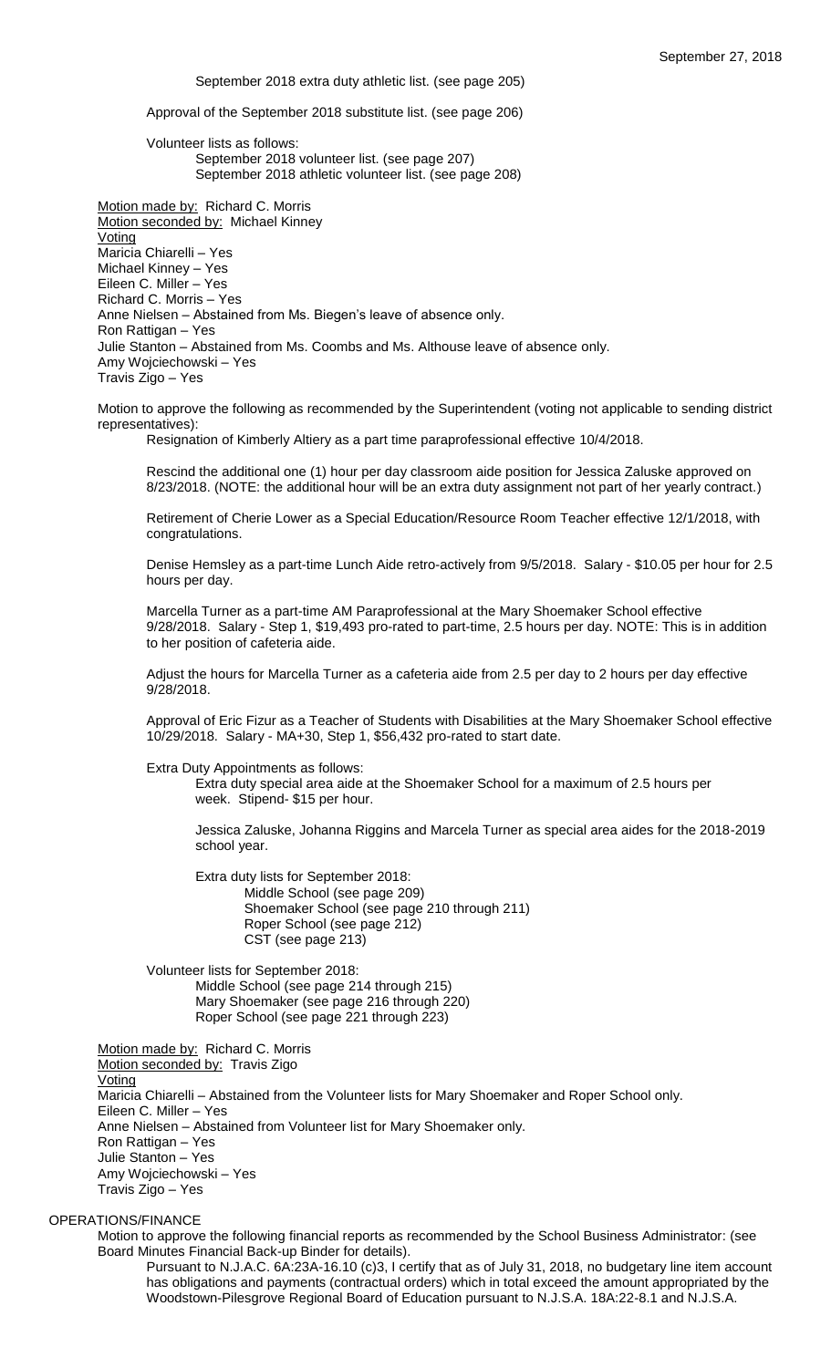September 2018 extra duty athletic list. (see page 205)

Approval of the September 2018 substitute list. (see page 206)

Volunteer lists as follows:
September 2018 volunteer list. (see page 207)
September 2018 athletic volunteer list. (see page 208)

Motion made by: Richard C. Morris
Motion seconded by: Michael Kinney
Voting
Maricia Chiarelli – Yes
Michael Kinney – Yes
Eileen C. Miller – Yes
Richard C. Morris – Yes
Anne Nielsen – Abstained from Ms. Biegen's leave of absence only.
Ron Rattigan – Yes
Julie Stanton – Abstained from Ms. Coombs and Ms. Althouse leave of absence only.
Amy Wojciechowski – Yes
Travis Zigo – Yes

Motion to approve the following as recommended by the Superintendent (voting not applicable to sending district representatives):

Resignation of Kimberly Altiery as a part time paraprofessional effective 10/4/2018.

Rescind the additional one (1) hour per day classroom aide position for Jessica Zaluske approved on 8/23/2018. (NOTE: the additional hour will be an extra duty assignment not part of her yearly contract.)

Retirement of Cherie Lower as a Special Education/Resource Room Teacher effective 12/1/2018, with congratulations.

Denise Hemsley as a part-time Lunch Aide retro-actively from 9/5/2018. Salary - $10.05 per hour for 2.5 hours per day.

Marcella Turner as a part-time AM Paraprofessional at the Mary Shoemaker School effective 9/28/2018. Salary - Step 1, $19,493 pro-rated to part-time, 2.5 hours per day. NOTE: This is in addition to her position of cafeteria aide.

Adjust the hours for Marcella Turner as a cafeteria aide from 2.5 per day to 2 hours per day effective 9/28/2018.

Approval of Eric Fizur as a Teacher of Students with Disabilities at the Mary Shoemaker School effective 10/29/2018. Salary - MA+30, Step 1, $56,432 pro-rated to start date.

Extra Duty Appointments as follows:

Extra duty special area aide at the Shoemaker School for a maximum of 2.5 hours per week. Stipend- $15 per hour.

Jessica Zaluske, Johanna Riggins and Marcela Turner as special area aides for the 2018-2019 school year.

Extra duty lists for September 2018:
Middle School (see page 209)
Shoemaker School (see page 210 through 211)
Roper School (see page 212)
CST (see page 213)

Volunteer lists for September 2018:
Middle School (see page 214 through 215)
Mary Shoemaker (see page 216 through 220)
Roper School (see page 221 through 223)

Motion made by: Richard C. Morris
Motion seconded by: Travis Zigo
Voting
Maricia Chiarelli – Abstained from the Volunteer lists for Mary Shoemaker and Roper School only.
Eileen C. Miller – Yes
Anne Nielsen – Abstained from Volunteer list for Mary Shoemaker only.
Ron Rattigan – Yes
Julie Stanton – Yes
Amy Wojciechowski – Yes
Travis Zigo – Yes

## OPERATIONS/FINANCE

Motion to approve the following financial reports as recommended by the School Business Administrator: (see Board Minutes Financial Back-up Binder for details).

Pursuant to N.J.A.C. 6A:23A-16.10 (c)3, I certify that as of July 31, 2018, no budgetary line item account has obligations and payments (contractual orders) which in total exceed the amount appropriated by the Woodstown-Pilesgrove Regional Board of Education pursuant to N.J.S.A. 18A:22-8.1 and N.J.S.A.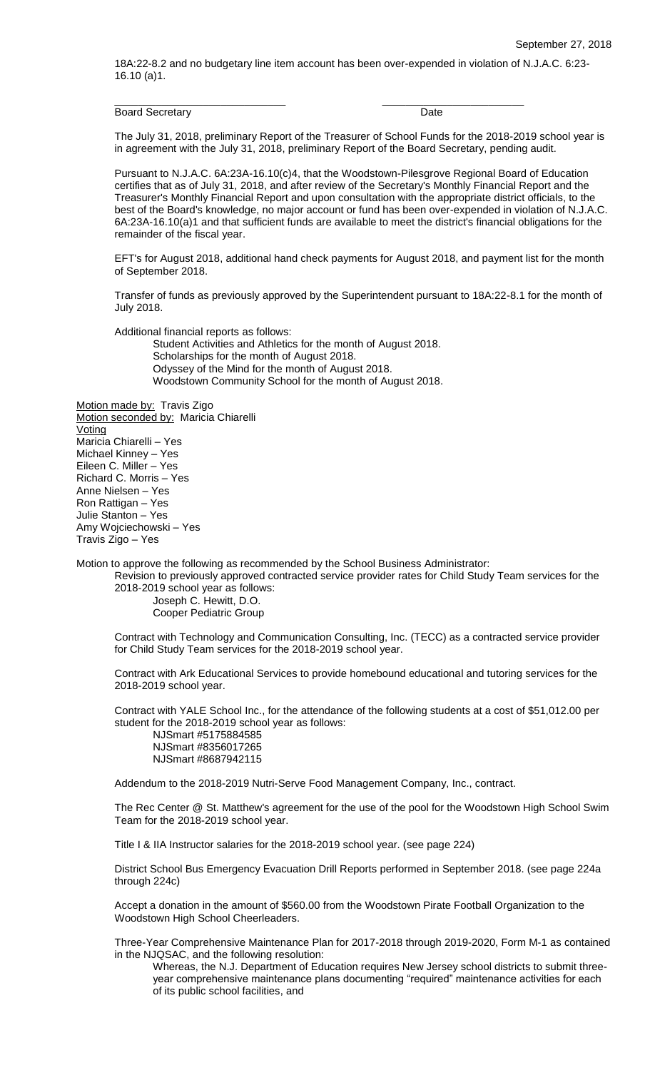18A:22-8.2 and no budgetary line item account has been over-expended in violation of N.J.A.C. 6:23-16.10 (a)1.

_____________________________ _________________________

Board Secretary Date

The July 31, 2018, preliminary Report of the Treasurer of School Funds for the 2018-2019 school year is in agreement with the July 31, 2018, preliminary Report of the Board Secretary, pending audit.

Pursuant to N.J.A.C. 6A:23A-16.10(c)4, that the Woodstown-Pilesgrove Regional Board of Education certifies that as of July 31, 2018, and after review of the Secretary's Monthly Financial Report and the Treasurer's Monthly Financial Report and upon consultation with the appropriate district officials, to the best of the Board's knowledge, no major account or fund has been over-expended in violation of N.J.A.C. 6A:23A-16.10(a)1 and that sufficient funds are available to meet the district's financial obligations for the remainder of the fiscal year.

EFT's for August 2018, additional hand check payments for August 2018, and payment list for the month of September 2018.

Transfer of funds as previously approved by the Superintendent pursuant to 18A:22-8.1 for the month of July 2018.

Additional financial reports as follows:

- Student Activities and Athletics for the month of August 2018.
- Scholarships for the month of August 2018.
- Odyssey of the Mind for the month of August 2018.
- Woodstown Community School for the month of August 2018.

Motion made by: Travis Zigo
Motion seconded by: Maricia Chiarelli
Voting
Maricia Chiarelli – Yes
Michael Kinney – Yes
Eileen C. Miller – Yes
Richard C. Morris – Yes
Anne Nielsen – Yes
Ron Rattigan – Yes
Julie Stanton – Yes
Amy Wojciechowski – Yes
Travis Zigo – Yes

Motion to approve the following as recommended by the School Business Administrator:

Revision to previously approved contracted service provider rates for Child Study Team services for the 2018-2019 school year as follows:

- Joseph C. Hewitt, D.O.
- Cooper Pediatric Group

Contract with Technology and Communication Consulting, Inc. (TECC) as a contracted service provider for Child Study Team services for the 2018-2019 school year.

Contract with Ark Educational Services to provide homebound educational and tutoring services for the 2018-2019 school year.

Contract with YALE School Inc., for the attendance of the following students at a cost of $51,012.00 per student for the 2018-2019 school year as follows:

- NJSmart #5175884585
- NJSmart #8356017265
- NJSmart #8687942115

Addendum to the 2018-2019 Nutri-Serve Food Management Company, Inc., contract.

The Rec Center @ St. Matthew's agreement for the use of the pool for the Woodstown High School Swim Team for the 2018-2019 school year.

Title I & IIA Instructor salaries for the 2018-2019 school year. (see page 224)

District School Bus Emergency Evacuation Drill Reports performed in September 2018. (see page 224a through 224c)

Accept a donation in the amount of $560.00 from the Woodstown Pirate Football Organization to the Woodstown High School Cheerleaders.

Three-Year Comprehensive Maintenance Plan for 2017-2018 through 2019-2020, Form M-1 as contained in the NJQSAC, and the following resolution:

Whereas, the N.J. Department of Education requires New Jersey school districts to submit three-year comprehensive maintenance plans documenting "required" maintenance activities for each of its public school facilities, and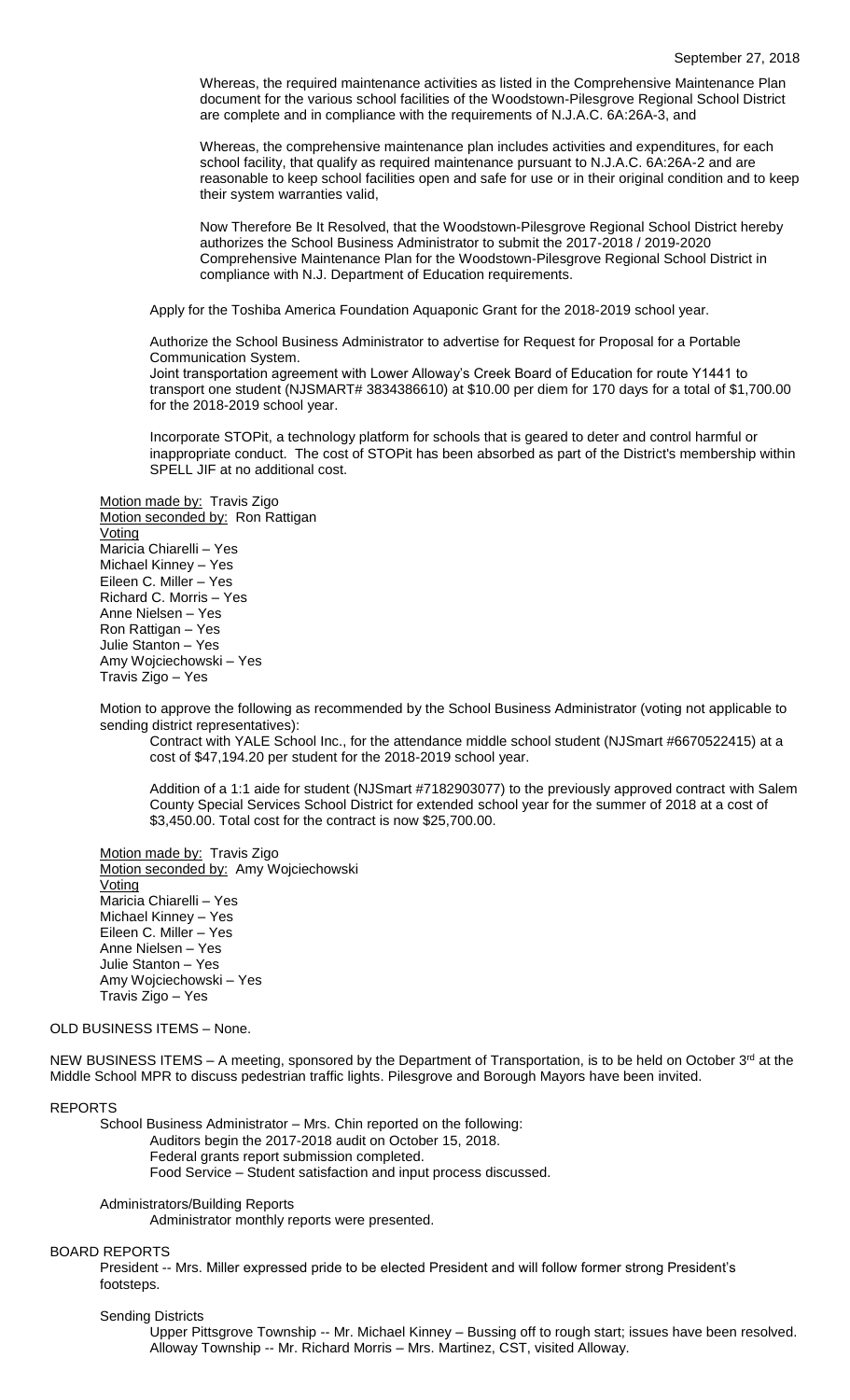Whereas, the required maintenance activities as listed in the Comprehensive Maintenance Plan document for the various school facilities of the Woodstown-Pilesgrove Regional School District are complete and in compliance with the requirements of N.J.A.C. 6A:26A-3, and

Whereas, the comprehensive maintenance plan includes activities and expenditures, for each school facility, that qualify as required maintenance pursuant to N.J.A.C. 6A:26A-2 and are reasonable to keep school facilities open and safe for use or in their original condition and to keep their system warranties valid,

Now Therefore Be It Resolved, that the Woodstown-Pilesgrove Regional School District hereby authorizes the School Business Administrator to submit the 2017-2018 / 2019-2020 Comprehensive Maintenance Plan for the Woodstown-Pilesgrove Regional School District in compliance with N.J. Department of Education requirements.

Apply for the Toshiba America Foundation Aquaponic Grant for the 2018-2019 school year.

Authorize the School Business Administrator to advertise for Request for Proposal for a Portable Communication System.

Joint transportation agreement with Lower Alloway's Creek Board of Education for route Y1441 to transport one student (NJSMART# 3834386610) at $10.00 per diem for 170 days for a total of $1,700.00 for the 2018-2019 school year.

Incorporate STOPit, a technology platform for schools that is geared to deter and control harmful or inappropriate conduct. The cost of STOPit has been absorbed as part of the District's membership within SPELL JIF at no additional cost.

Motion made by: Travis Zigo
Motion seconded by: Ron Rattigan
Voting
Maricia Chiarelli – Yes
Michael Kinney – Yes
Eileen C. Miller – Yes
Richard C. Morris – Yes
Anne Nielsen – Yes
Ron Rattigan – Yes
Julie Stanton – Yes
Amy Wojciechowski – Yes
Travis Zigo – Yes

Motion to approve the following as recommended by the School Business Administrator (voting not applicable to sending district representatives):

Contract with YALE School Inc., for the attendance middle school student (NJSmart #6670522415) at a cost of $47,194.20 per student for the 2018-2019 school year.

Addition of a 1:1 aide for student (NJSmart #7182903077) to the previously approved contract with Salem County Special Services School District for extended school year for the summer of 2018 at a cost of $3,450.00. Total cost for the contract is now $25,700.00.

Motion made by: Travis Zigo
Motion seconded by: Amy Wojciechowski
Voting
Maricia Chiarelli – Yes
Michael Kinney – Yes
Eileen C. Miller – Yes
Anne Nielsen – Yes
Julie Stanton – Yes
Amy Wojciechowski – Yes
Travis Zigo – Yes

OLD BUSINESS ITEMS – None.

NEW BUSINESS ITEMS – A meeting, sponsored by the Department of Transportation, is to be held on October 3rd at the Middle School MPR to discuss pedestrian traffic lights. Pilesgrove and Borough Mayors have been invited.

REPORTS

School Business Administrator – Mrs. Chin reported on the following:
Auditors begin the 2017-2018 audit on October 15, 2018.
Federal grants report submission completed.
Food Service – Student satisfaction and input process discussed.

Administrators/Building Reports
Administrator monthly reports were presented.

BOARD REPORTS

President -- Mrs. Miller expressed pride to be elected President and will follow former strong President's footsteps.

Sending Districts
Upper Pittsgrove Township -- Mr. Michael Kinney – Bussing off to rough start; issues have been resolved.
Alloway Township -- Mr. Richard Morris – Mrs. Martinez, CST, visited Alloway.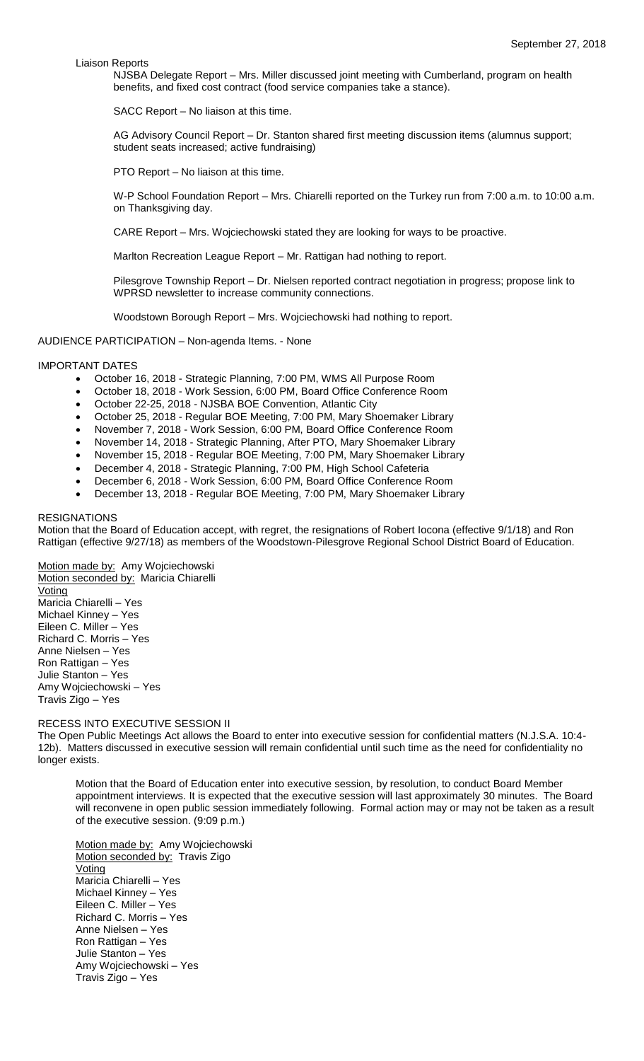Liaison Reports

NJSBA Delegate Report – Mrs. Miller discussed joint meeting with Cumberland, program on health benefits, and fixed cost contract (food service companies take a stance).

SACC Report – No liaison at this time.

AG Advisory Council Report – Dr. Stanton shared first meeting discussion items (alumnus support; student seats increased; active fundraising)

PTO Report – No liaison at this time.

W-P School Foundation Report – Mrs. Chiarelli reported on the Turkey run from 7:00 a.m. to 10:00 a.m. on Thanksgiving day.

CARE Report – Mrs. Wojciechowski stated they are looking for ways to be proactive.

Marlton Recreation League Report – Mr. Rattigan had nothing to report.

Pilesgrove Township Report – Dr. Nielsen reported contract negotiation in progress; propose link to WPRSD newsletter to increase community connections.

Woodstown Borough Report – Mrs. Wojciechowski had nothing to report.

AUDIENCE PARTICIPATION – Non-agenda Items. - None

IMPORTANT DATES

- October 16, 2018 - Strategic Planning, 7:00 PM, WMS All Purpose Room
- October 18, 2018 - Work Session, 6:00 PM, Board Office Conference Room
- October 22-25, 2018 - NJSBA BOE Convention, Atlantic City
- October 25, 2018 - Regular BOE Meeting, 7:00 PM, Mary Shoemaker Library
- November 7, 2018 - Work Session, 6:00 PM, Board Office Conference Room
- November 14, 2018 - Strategic Planning, After PTO, Mary Shoemaker Library
- November 15, 2018 - Regular BOE Meeting, 7:00 PM, Mary Shoemaker Library
- December 4, 2018 - Strategic Planning, 7:00 PM, High School Cafeteria
- December 6, 2018 - Work Session, 6:00 PM, Board Office Conference Room
- December 13, 2018 - Regular BOE Meeting, 7:00 PM, Mary Shoemaker Library

RESIGNATIONS

Motion that the Board of Education accept, with regret, the resignations of Robert Iocona (effective 9/1/18) and Ron Rattigan (effective 9/27/18) as members of the Woodstown-Pilesgrove Regional School District Board of Education.

Motion made by: Amy Wojciechowski
Motion seconded by: Maricia Chiarelli
Voting
Maricia Chiarelli – Yes
Michael Kinney – Yes
Eileen C. Miller – Yes
Richard C. Morris – Yes
Anne Nielsen – Yes
Ron Rattigan – Yes
Julie Stanton – Yes
Amy Wojciechowski – Yes
Travis Zigo – Yes

RECESS INTO EXECUTIVE SESSION II

The Open Public Meetings Act allows the Board to enter into executive session for confidential matters (N.J.S.A. 10:4-12b). Matters discussed in executive session will remain confidential until such time as the need for confidentiality no longer exists.

Motion that the Board of Education enter into executive session, by resolution, to conduct Board Member appointment interviews. It is expected that the executive session will last approximately 30 minutes. The Board will reconvene in open public session immediately following. Formal action may or may not be taken as a result of the executive session. (9:09 p.m.)

Motion made by: Amy Wojciechowski
Motion seconded by: Travis Zigo
Voting
Maricia Chiarelli – Yes
Michael Kinney – Yes
Eileen C. Miller – Yes
Richard C. Morris – Yes
Anne Nielsen – Yes
Ron Rattigan – Yes
Julie Stanton – Yes
Amy Wojciechowski – Yes
Travis Zigo – Yes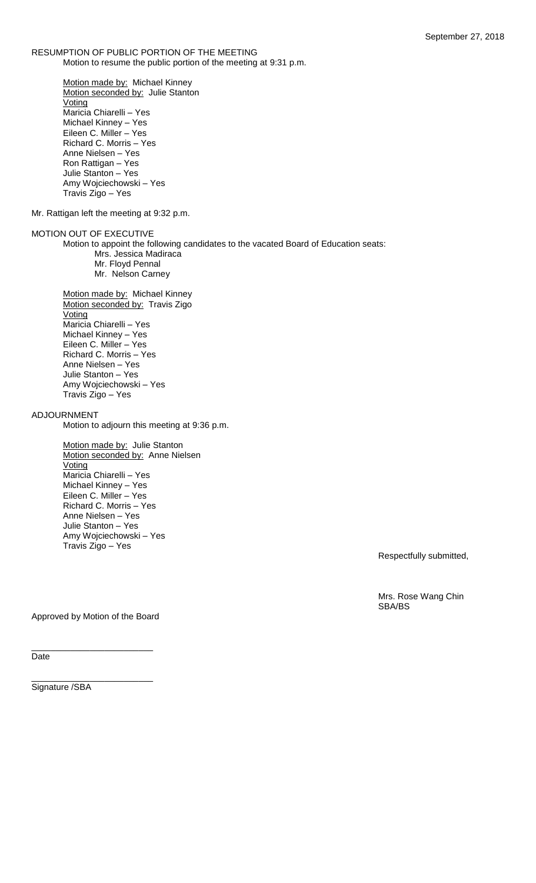September 27, 2018

RESUMPTION OF PUBLIC PORTION OF THE MEETING

Motion to resume the public portion of the meeting at 9:31 p.m.

Motion made by: Michael Kinney
Motion seconded by: Julie Stanton
Voting
Maricia Chiarelli – Yes
Michael Kinney – Yes
Eileen C. Miller – Yes
Richard C. Morris – Yes
Anne Nielsen – Yes
Ron Rattigan – Yes
Julie Stanton – Yes
Amy Wojciechowski – Yes
Travis Zigo – Yes

Mr. Rattigan left the meeting at 9:32 p.m.

MOTION OUT OF EXECUTIVE

Motion to appoint the following candidates to the vacated Board of Education seats:

Mrs. Jessica Madiraca
Mr. Floyd Pennal
Mr. Nelson Carney

Motion made by: Michael Kinney
Motion seconded by: Travis Zigo
Voting
Maricia Chiarelli – Yes
Michael Kinney – Yes
Eileen C. Miller – Yes
Richard C. Morris – Yes
Anne Nielsen – Yes
Julie Stanton – Yes
Amy Wojciechowski – Yes
Travis Zigo – Yes

ADJOURNMENT

Motion to adjourn this meeting at 9:36 p.m.

Motion made by: Julie Stanton
Motion seconded by: Anne Nielsen
Voting
Maricia Chiarelli – Yes
Michael Kinney – Yes
Eileen C. Miller – Yes
Richard C. Morris – Yes
Anne Nielsen – Yes
Julie Stanton – Yes
Amy Wojciechowski – Yes
Travis Zigo – Yes

Respectfully submitted,

Mrs. Rose Wang Chin
SBA/BS

Approved by Motion of the Board

\_\_\_\_\_\_\_\_\_\_\_\_\_\_\_\_\_\_\_\_\_\_\_\_\_
Date

\_\_\_\_\_\_\_\_\_\_\_\_\_\_\_\_\_\_\_\_\_\_\_\_\_
Signature /SBA